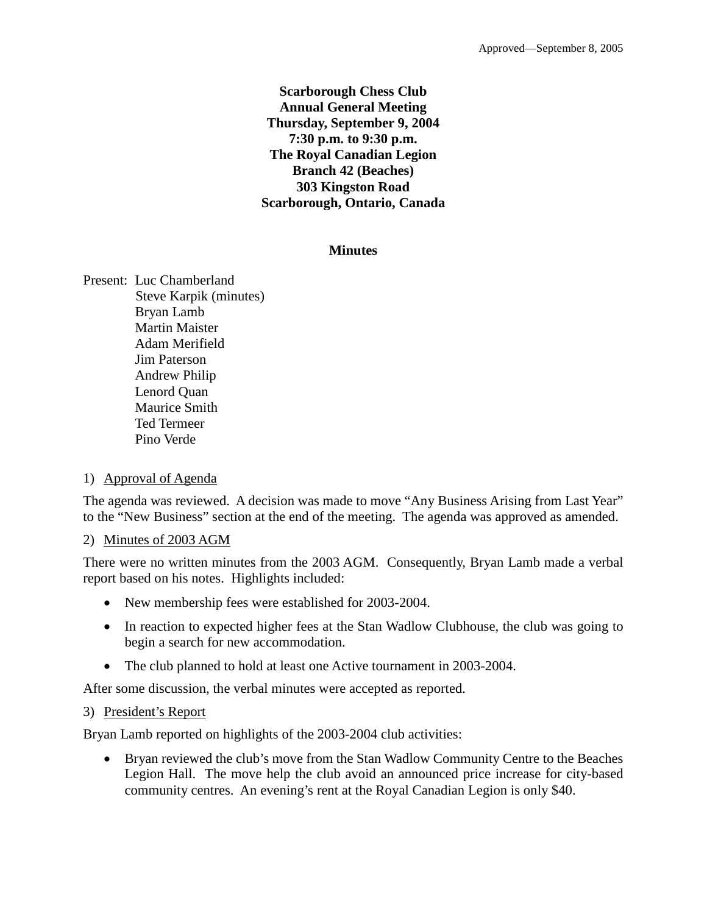Approved—September 8, 2005

**Scarborough Chess Club**
**Annual General Meeting**
**Thursday, September 9, 2004**
**7:30 p.m. to 9:30 p.m.**
**The Royal Canadian Legion**
**Branch 42 (Beaches)**
**303 Kingston Road**
**Scarborough, Ontario, Canada**

## Minutes

Present: Luc Chamberland
Steve Karpik (minutes)
Bryan Lamb
Martin Maister
Adam Merifield
Jim Paterson
Andrew Philip
Lenord Quan
Maurice Smith
Ted Termeer
Pino Verde

1) Approval of Agenda

The agenda was reviewed. A decision was made to move "Any Business Arising from Last Year" to the "New Business" section at the end of the meeting. The agenda was approved as amended.

2) Minutes of 2003 AGM

There were no written minutes from the 2003 AGM. Consequently, Bryan Lamb made a verbal report based on his notes. Highlights included:

- New membership fees were established for 2003-2004.
- In reaction to expected higher fees at the Stan Wadlow Clubhouse, the club was going to begin a search for new accommodation.
- The club planned to hold at least one Active tournament in 2003-2004.

After some discussion, the verbal minutes were accepted as reported.

3) President's Report

Bryan Lamb reported on highlights of the 2003-2004 club activities:

- Bryan reviewed the club's move from the Stan Wadlow Community Centre to the Beaches Legion Hall. The move help the club avoid an announced price increase for city-based community centres. An evening's rent at the Royal Canadian Legion is only $40.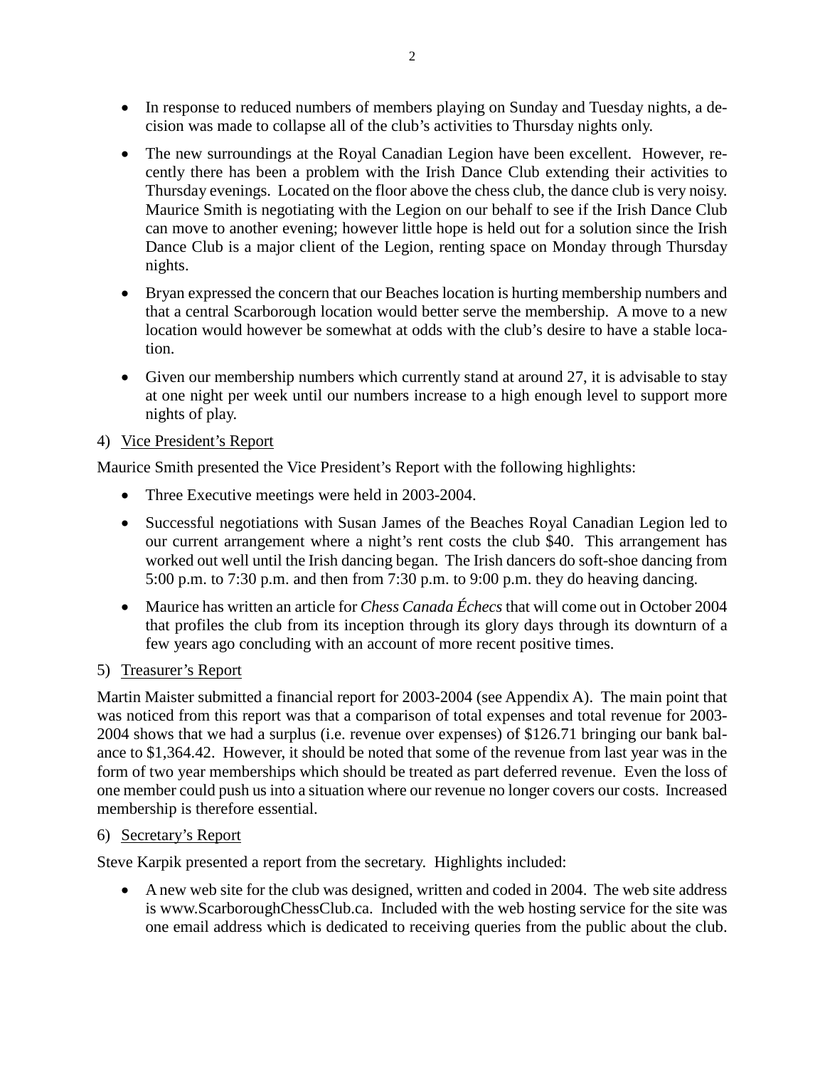- In response to reduced numbers of members playing on Sunday and Tuesday nights, a decision was made to collapse all of the club's activities to Thursday nights only.

- The new surroundings at the Royal Canadian Legion have been excellent. However, recently there has been a problem with the Irish Dance Club extending their activities to Thursday evenings. Located on the floor above the chess club, the dance club is very noisy. Maurice Smith is negotiating with the Legion on our behalf to see if the Irish Dance Club can move to another evening; however little hope is held out for a solution since the Irish Dance Club is a major client of the Legion, renting space on Monday through Thursday nights.

- Bryan expressed the concern that our Beaches location is hurting membership numbers and that a central Scarborough location would better serve the membership. A move to a new location would however be somewhat at odds with the club's desire to have a stable location.

- Given our membership numbers which currently stand at around 27, it is advisable to stay at one night per week until our numbers increase to a high enough level to support more nights of play.

4) Vice President's Report

Maurice Smith presented the Vice President's Report with the following highlights:

- Three Executive meetings were held in 2003-2004.

- Successful negotiations with Susan James of the Beaches Royal Canadian Legion led to our current arrangement where a night's rent costs the club $40. This arrangement has worked out well until the Irish dancing began. The Irish dancers do soft-shoe dancing from 5:00 p.m. to 7:30 p.m. and then from 7:30 p.m. to 9:00 p.m. they do heaving dancing.

- Maurice has written an article for *Chess Canada Échecs* that will come out in October 2004 that profiles the club from its inception through its glory days through its downturn of a few years ago concluding with an account of more recent positive times.

5) Treasurer's Report

Martin Maister submitted a financial report for 2003-2004 (see Appendix A). The main point that was noticed from this report was that a comparison of total expenses and total revenue for 2003-2004 shows that we had a surplus (i.e. revenue over expenses) of $126.71 bringing our bank balance to $1,364.42. However, it should be noted that some of the revenue from last year was in the form of two year memberships which should be treated as part deferred revenue. Even the loss of one member could push us into a situation where our revenue no longer covers our costs. Increased membership is therefore essential.

6) Secretary's Report

Steve Karpik presented a report from the secretary. Highlights included:

- A new web site for the club was designed, written and coded in 2004. The web site address is www.ScarboroughChessClub.ca. Included with the web hosting service for the site was one email address which is dedicated to receiving queries from the public about the club.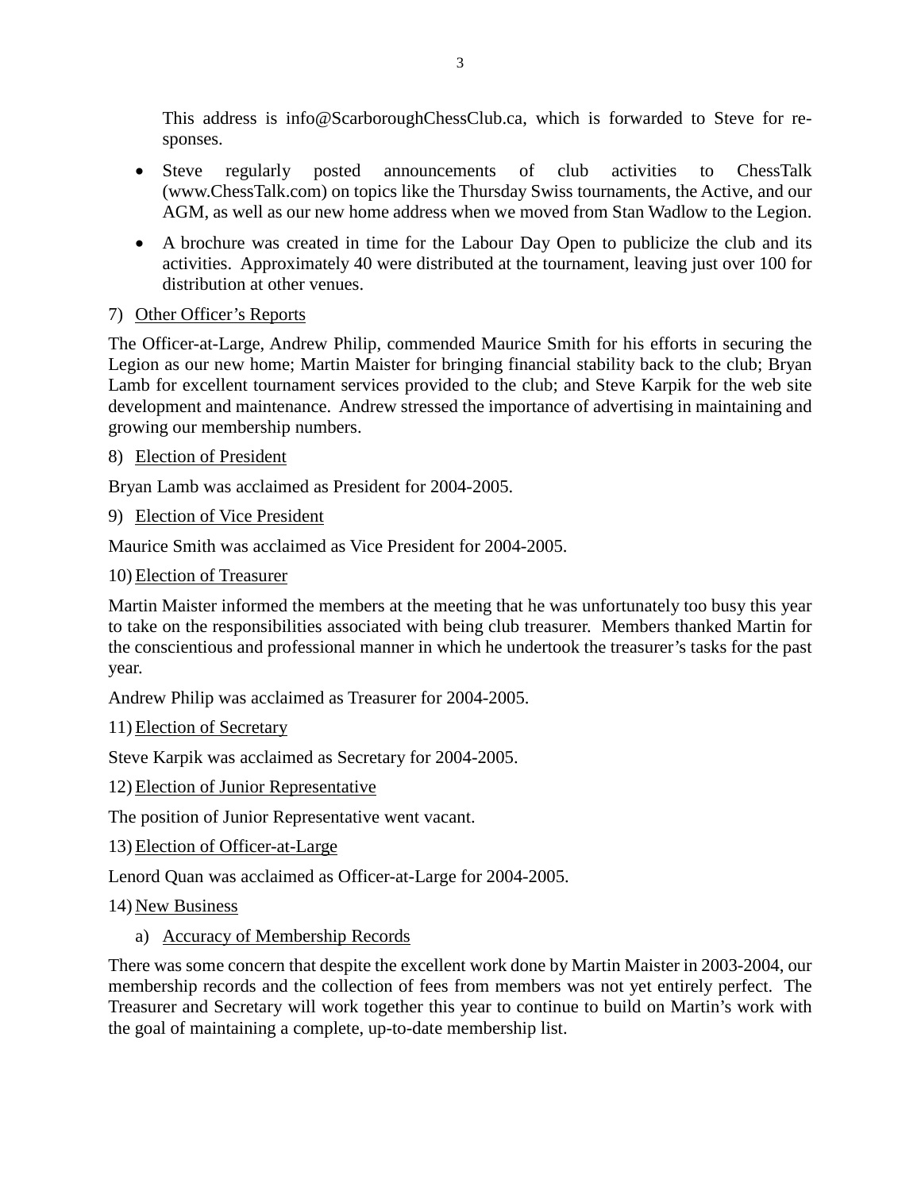This address is info@ScarboroughChessClub.ca, which is forwarded to Steve for responses.

- Steve regularly posted announcements of club activities to ChessTalk (www.ChessTalk.com) on topics like the Thursday Swiss tournaments, the Active, and our AGM, as well as our new home address when we moved from Stan Wadlow to the Legion.
- A brochure was created in time for the Labour Day Open to publicize the club and its activities. Approximately 40 were distributed at the tournament, leaving just over 100 for distribution at other venues.

7) Other Officer's Reports

The Officer-at-Large, Andrew Philip, commended Maurice Smith for his efforts in securing the Legion as our new home; Martin Maister for bringing financial stability back to the club; Bryan Lamb for excellent tournament services provided to the club; and Steve Karpik for the web site development and maintenance. Andrew stressed the importance of advertising in maintaining and growing our membership numbers.

8) Election of President

Bryan Lamb was acclaimed as President for 2004-2005.

9) Election of Vice President

Maurice Smith was acclaimed as Vice President for 2004-2005.

10) Election of Treasurer

Martin Maister informed the members at the meeting that he was unfortunately too busy this year to take on the responsibilities associated with being club treasurer. Members thanked Martin for the conscientious and professional manner in which he undertook the treasurer's tasks for the past year.

Andrew Philip was acclaimed as Treasurer for 2004-2005.

11) Election of Secretary

Steve Karpik was acclaimed as Secretary for 2004-2005.

12) Election of Junior Representative

The position of Junior Representative went vacant.

13) Election of Officer-at-Large

Lenord Quan was acclaimed as Officer-at-Large for 2004-2005.

14) New Business

a) Accuracy of Membership Records

There was some concern that despite the excellent work done by Martin Maister in 2003-2004, our membership records and the collection of fees from members was not yet entirely perfect. The Treasurer and Secretary will work together this year to continue to build on Martin's work with the goal of maintaining a complete, up-to-date membership list.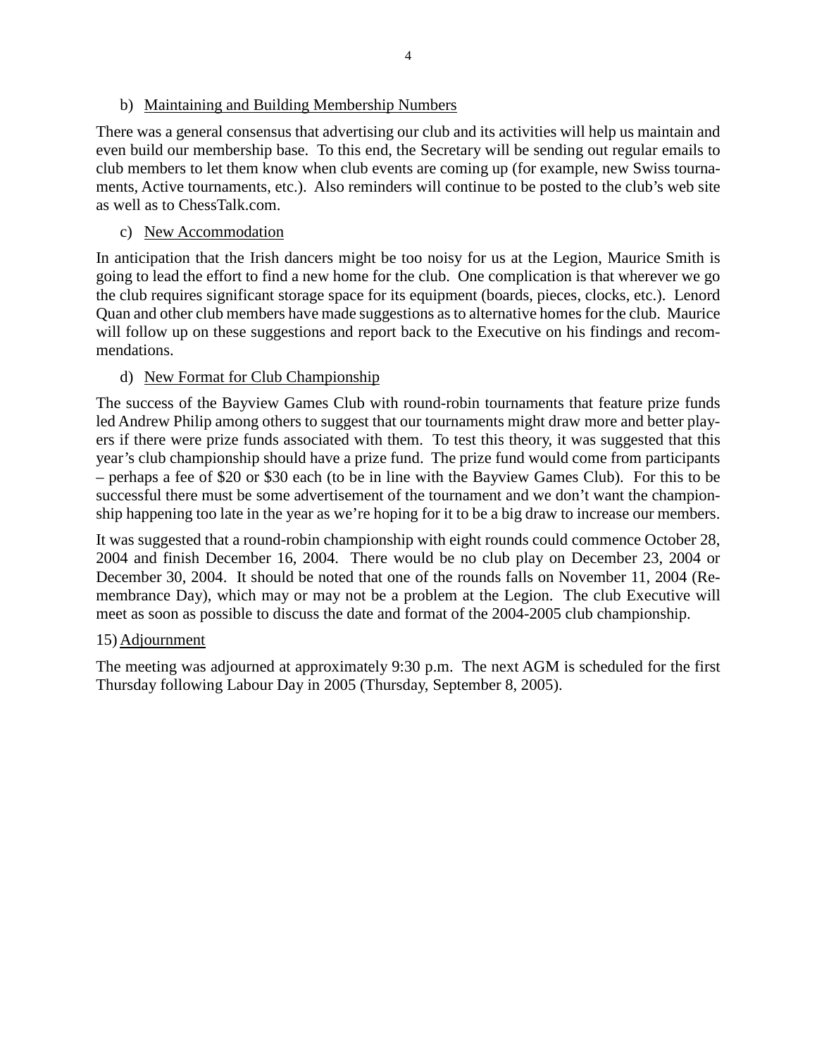b) Maintaining and Building Membership Numbers

There was a general consensus that advertising our club and its activities will help us maintain and even build our membership base. To this end, the Secretary will be sending out regular emails to club members to let them know when club events are coming up (for example, new Swiss tournaments, Active tournaments, etc.). Also reminders will continue to be posted to the club's web site as well as to ChessTalk.com.

c) New Accommodation

In anticipation that the Irish dancers might be too noisy for us at the Legion, Maurice Smith is going to lead the effort to find a new home for the club. One complication is that wherever we go the club requires significant storage space for its equipment (boards, pieces, clocks, etc.). Lenord Quan and other club members have made suggestions as to alternative homes for the club. Maurice will follow up on these suggestions and report back to the Executive on his findings and recommendations.

d) New Format for Club Championship

The success of the Bayview Games Club with round-robin tournaments that feature prize funds led Andrew Philip among others to suggest that our tournaments might draw more and better players if there were prize funds associated with them. To test this theory, it was suggested that this year's club championship should have a prize fund. The prize fund would come from participants – perhaps a fee of $20 or $30 each (to be in line with the Bayview Games Club). For this to be successful there must be some advertisement of the tournament and we don't want the championship happening too late in the year as we're hoping for it to be a big draw to increase our members.

It was suggested that a round-robin championship with eight rounds could commence October 28, 2004 and finish December 16, 2004. There would be no club play on December 23, 2004 or December 30, 2004. It should be noted that one of the rounds falls on November 11, 2004 (Remembrance Day), which may or may not be a problem at the Legion. The club Executive will meet as soon as possible to discuss the date and format of the 2004-2005 club championship.

15) Adjournment

The meeting was adjourned at approximately 9:30 p.m. The next AGM is scheduled for the first Thursday following Labour Day in 2005 (Thursday, September 8, 2005).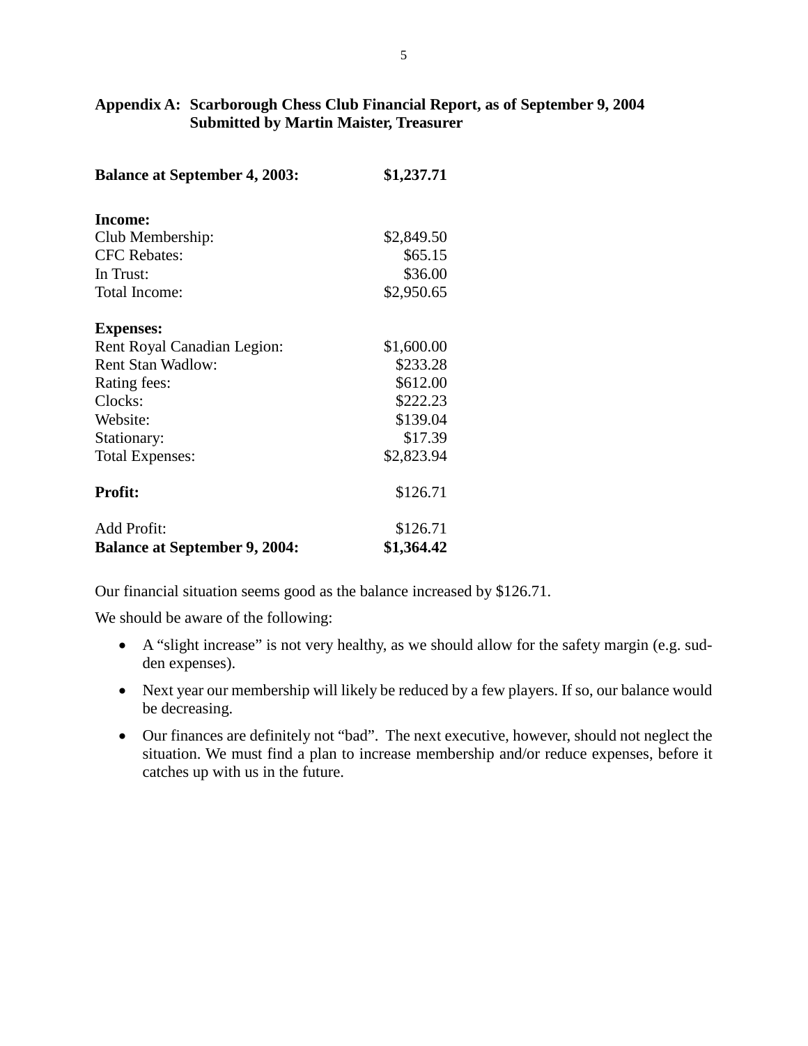## Appendix A: Scarborough Chess Club Financial Report, as of September 9, 2004
**Submitted by Martin Maister, Treasurer**

| | |
|---|---|
| **Balance at September 4, 2003:** | **$1,237.71** |
| | |
| **Income:** | |
| Club Membership: | $2,849.50 |
| CFC Rebates: | $65.15 |
| In Trust: | $36.00 |
| Total Income: | $2,950.65 |
| | |
| **Expenses:** | |
| Rent Royal Canadian Legion: | $1,600.00 |
| Rent Stan Wadlow: | $233.28 |
| Rating fees: | $612.00 |
| Clocks: | $222.23 |
| Website: | $139.04 |
| Stationary: | $17.39 |
| Total Expenses: | $2,823.94 |
| | |
| **Profit:** | $126.71 |
| | |
| Add Profit: | $126.71 |
| **Balance at September 9, 2004:** | **$1,364.42** |

Our financial situation seems good as the balance increased by $126.71.

We should be aware of the following:

- A "slight increase" is not very healthy, as we should allow for the safety margin (e.g. sudden expenses).
- Next year our membership will likely be reduced by a few players. If so, our balance would be decreasing.
- Our finances are definitely not "bad". The next executive, however, should not neglect the situation. We must find a plan to increase membership and/or reduce expenses, before it catches up with us in the future.